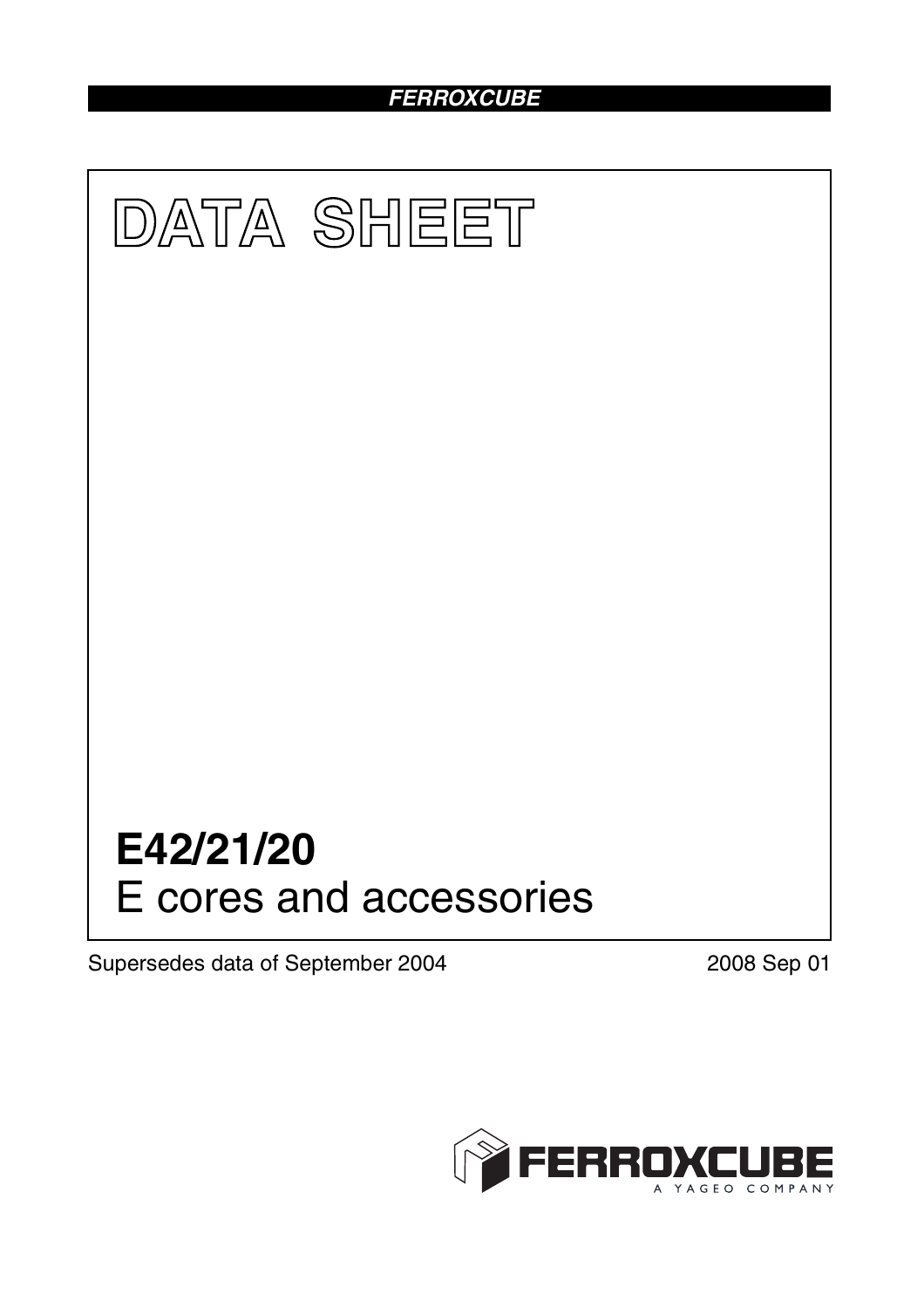FERROXCUBE

# DATA SHEET

# E42/21/20

## E cores and accessories

Supersedes data of September 2004

2008 Sep 01

FERROXCUBE
A YAGEO COMPANY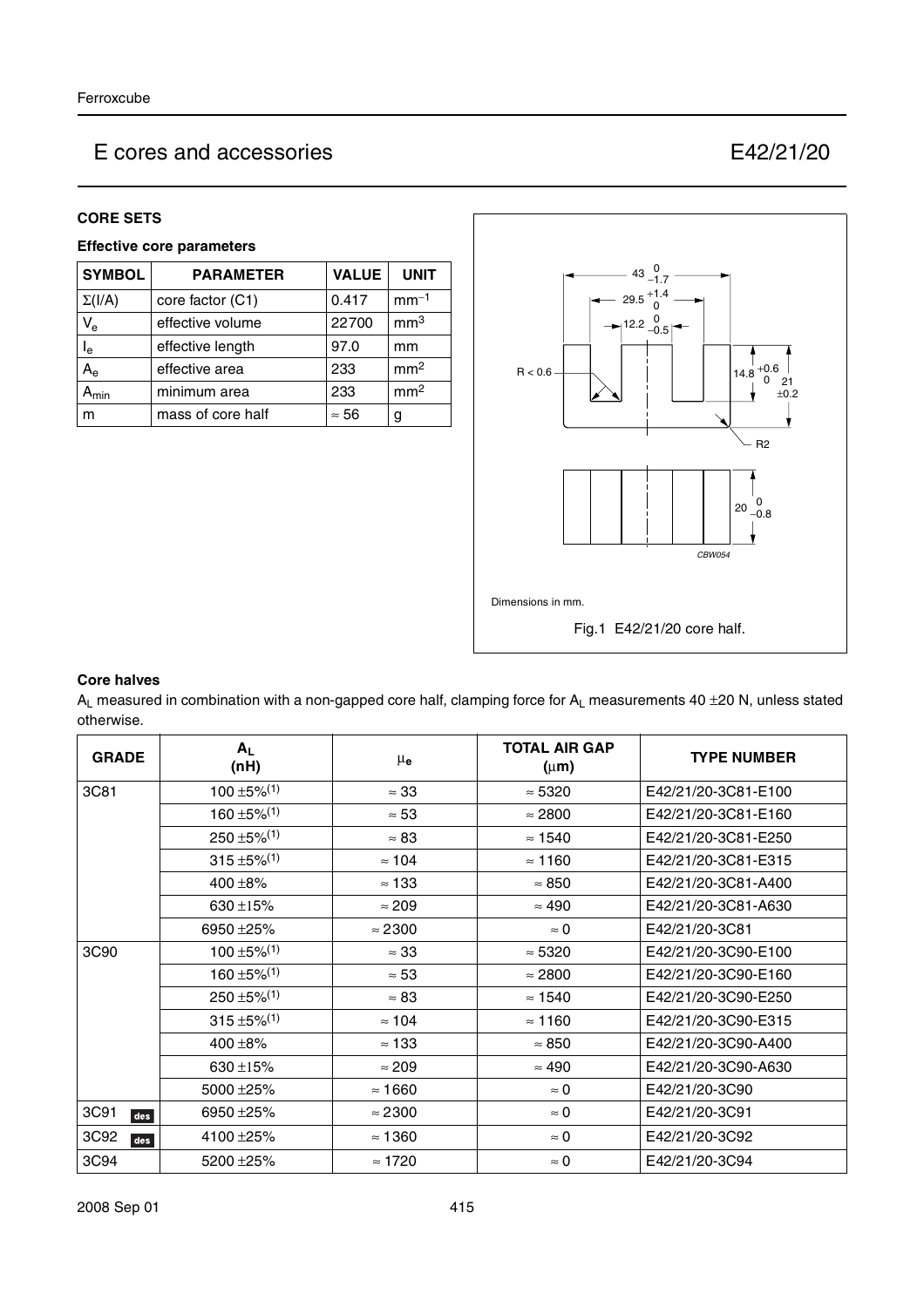## E cores and accessories — E42/21/20

### CORE SETS

#### Effective core parameters

| SYMBOL | PARAMETER | VALUE | UNIT |
|---|---|---|---|
| $\Sigma(I/A)$ | core factor (C1) | 0.417 | $mm^{-1}$ |
| $V_e$ | effective volume | 22700 | $mm^3$ |
| $l_e$ | effective length | 97.0 | mm |
| $A_e$ | effective area | 233 | $mm^2$ |
| $A_{min}$ | minimum area | 233 | $mm^2$ |
| m | mass of core half | ≈ 56 | g |

Dimensions in mm.

Fig.1 E42/21/20 core half.

#### Core halves

$A_L$ measured in combination with a non-gapped core half, clamping force for $A_L$ measurements 40 ±20 N, unless stated otherwise.

| GRADE | $A_L$ (nH) | $\mu_e$ | TOTAL AIR GAP (μm) | TYPE NUMBER |
|---|---|---|---|---|
| 3C81 | 100 ±5%(1) | ≈ 33 | ≈ 5320 | E42/21/20-3C81-E100 |
| | 160 ±5%(1) | ≈ 53 | ≈ 2800 | E42/21/20-3C81-E160 |
| | 250 ±5%(1) | ≈ 83 | ≈ 1540 | E42/21/20-3C81-E250 |
| | 315 ±5%(1) | ≈ 104 | ≈ 1160 | E42/21/20-3C81-E315 |
| | 400 ±8% | ≈ 133 | ≈ 850 | E42/21/20-3C81-A400 |
| | 630 ±15% | ≈ 209 | ≈ 490 | E42/21/20-3C81-A630 |
| | 6950 ±25% | ≈ 2300 | ≈ 0 | E42/21/20-3C81 |
| 3C90 | 100 ±5%(1) | ≈ 33 | ≈ 5320 | E42/21/20-3C90-E100 |
| | 160 ±5%(1) | ≈ 53 | ≈ 2800 | E42/21/20-3C90-E160 |
| | 250 ±5%(1) | ≈ 83 | ≈ 1540 | E42/21/20-3C90-E250 |
| | 315 ±5%(1) | ≈ 104 | ≈ 1160 | E42/21/20-3C90-E315 |
| | 400 ±8% | ≈ 133 | ≈ 850 | E42/21/20-3C90-A400 |
| | 630 ±15% | ≈ 209 | ≈ 490 | E42/21/20-3C90-A630 |
| | 5000 ±25% | ≈ 1660 | ≈ 0 | E42/21/20-3C90 |
| 3C91 des | 6950 ±25% | ≈ 2300 | ≈ 0 | E42/21/20-3C91 |
| 3C92 des | 4100 ±25% | ≈ 1360 | ≈ 0 | E42/21/20-3C92 |
| 3C94 | 5200 ±25% | ≈ 1720 | ≈ 0 | E42/21/20-3C94 |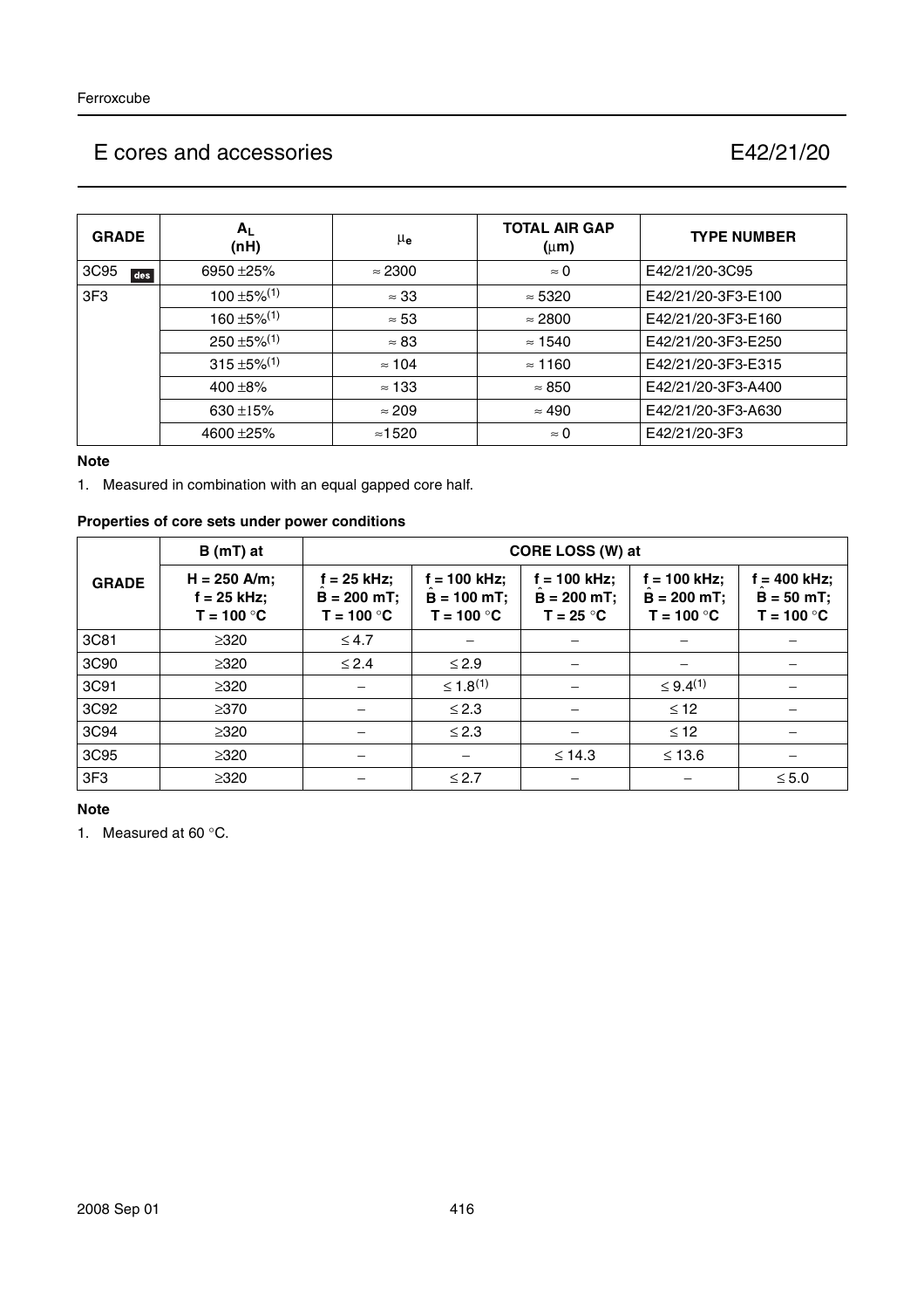# E cores and accessories E42/21/20

| GRADE | $A_L$ (nH) | $\mu_e$ | TOTAL AIR GAP ($\mu$m) | TYPE NUMBER |
|---|---|---|---|---|
| 3C95 des | 6950 ±25% | ≈ 2300 | ≈ 0 | E42/21/20-3C95 |
| 3F3 | 100 ±5%(1) | ≈ 33 | ≈ 5320 | E42/21/20-3F3-E100 |
| | 160 ±5%(1) | ≈ 53 | ≈ 2800 | E42/21/20-3F3-E160 |
| | 250 ±5%(1) | ≈ 83 | ≈ 1540 | E42/21/20-3F3-E250 |
| | 315 ±5%(1) | ≈ 104 | ≈ 1160 | E42/21/20-3F3-E315 |
| | 400 ±8% | ≈ 133 | ≈ 850 | E42/21/20-3F3-A400 |
| | 630 ±15% | ≈ 209 | ≈ 490 | E42/21/20-3F3-A630 |
| | 4600 ±25% | ≈1520 | ≈ 0 | E42/21/20-3F3 |

**Note**

1. Measured in combination with an equal gapped core half.

**Properties of core sets under power conditions**

| GRADE | B (mT) at | CORE LOSS (W) at | | | | |
|---|---|---|---|---|---|---|
| | H = 250 A/m; f = 25 kHz; T = 100 °C | f = 25 kHz; $\hat{B}$ = 200 mT; T = 100 °C | f = 100 kHz; $\hat{B}$ = 100 mT; T = 100 °C | f = 100 kHz; $\hat{B}$ = 200 mT; T = 25 °C | f = 100 kHz; $\hat{B}$ = 200 mT; T = 100 °C | f = 400 kHz; $\hat{B}$ = 50 mT; T = 100 °C |
| 3C81 | ≥320 | ≤ 4.7 | – | – | – | – |
| 3C90 | ≥320 | ≤ 2.4 | ≤ 2.9 | – | – | – |
| 3C91 | ≥320 | – | ≤ 1.8(1) | – | ≤ 9.4(1) | – |
| 3C92 | ≥370 | – | ≤ 2.3 | – | ≤ 12 | – |
| 3C94 | ≥320 | – | ≤ 2.3 | – | ≤ 12 | – |
| 3C95 | ≥320 | – | – | ≤ 14.3 | ≤ 13.6 | – |
| 3F3 | ≥320 | – | ≤ 2.7 | – | – | ≤ 5.0 |

**Note**

1. Measured at 60 °C.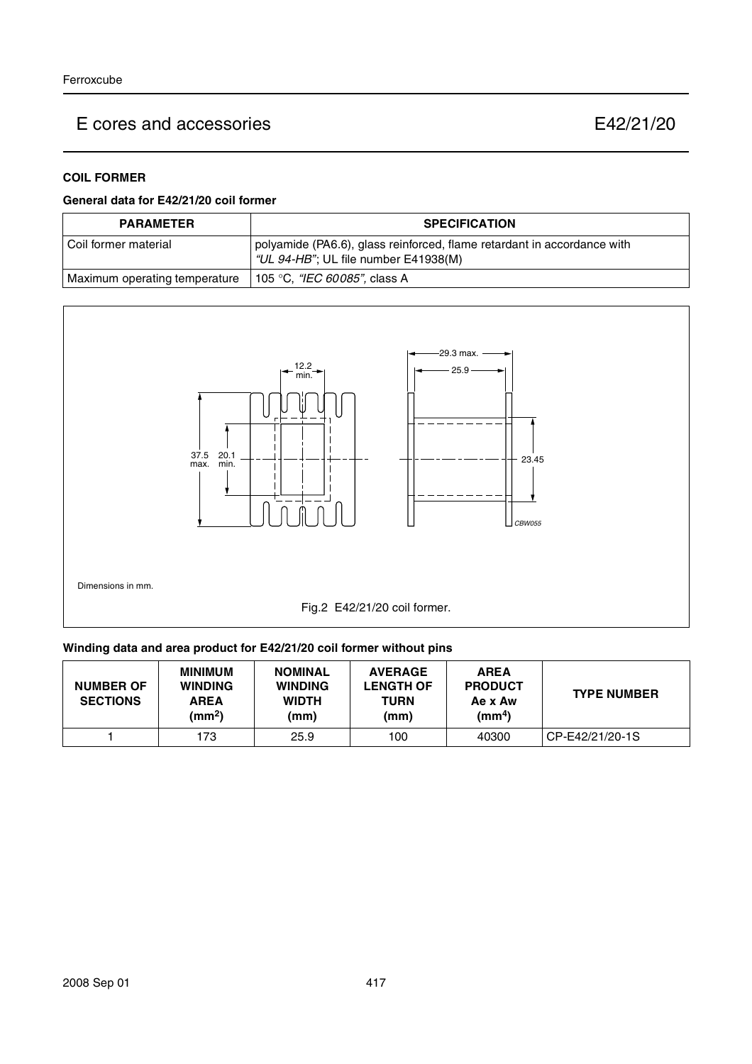# E cores and accessories E42/21/20

## COIL FORMER

### General data for E42/21/20 coil former

| PARAMETER | SPECIFICATION |
|---|---|
| Coil former material | polyamide (PA6.6), glass reinforced, flame retardant in accordance with *"UL 94-HB"*; UL file number E41938(M) |
| Maximum operating temperature | 105 °C, *"IEC 60085"*, class A |

Dimensions in mm.

Fig.2 E42/21/20 coil former.

### Winding data and area product for E42/21/20 coil former without pins

| NUMBER OF SECTIONS | MINIMUM WINDING AREA ($mm^2$) | NOMINAL WINDING WIDTH (mm) | AVERAGE LENGTH OF TURN (mm) | AREA PRODUCT Ae x Aw ($mm^4$) | TYPE NUMBER |
|---|---|---|---|---|---|
| 1 | 173 | 25.9 | 100 | 40300 | CP-E42/21/20-1S |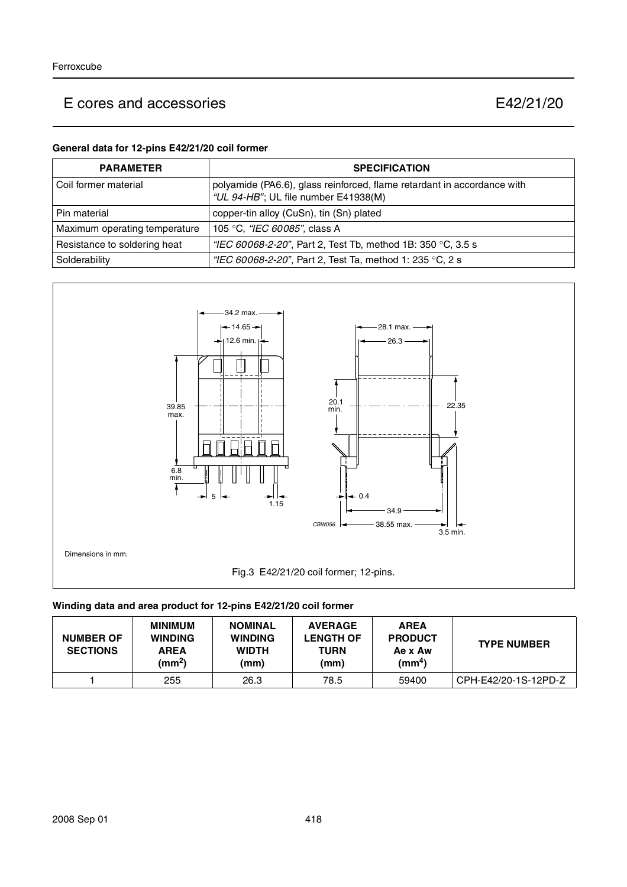# E cores and accessories E42/21/20

### General data for 12-pins E42/21/20 coil former

| PARAMETER | SPECIFICATION |
|---|---|
| Coil former material | polyamide (PA6.6), glass reinforced, flame retardant in accordance with *"UL 94-HB"*; UL file number E41938(M) |
| Pin material | copper-tin alloy (CuSn), tin (Sn) plated |
| Maximum operating temperature | 105 °C, *"IEC 60085"*, class A |
| Resistance to soldering heat | *"IEC 60068-2-20"*, Part 2, Test Tb, method 1B: 350 °C, 3.5 s |
| Solderability | *"IEC 60068-2-20"*, Part 2, Test Ta, method 1: 235 °C, 2 s |

Dimensions in mm.

Fig.3 E42/21/20 coil former; 12-pins.

### Winding data and area product for 12-pins E42/21/20 coil former

| NUMBER OF SECTIONS | MINIMUM WINDING AREA ($mm^2$) | NOMINAL WINDING WIDTH (mm) | AVERAGE LENGTH OF TURN (mm) | AREA PRODUCT Ae x Aw ($mm^4$) | TYPE NUMBER |
|---|---|---|---|---|---|
| 1 | 255 | 26.3 | 78.5 | 59400 | CPH-E42/20-1S-12PD-Z |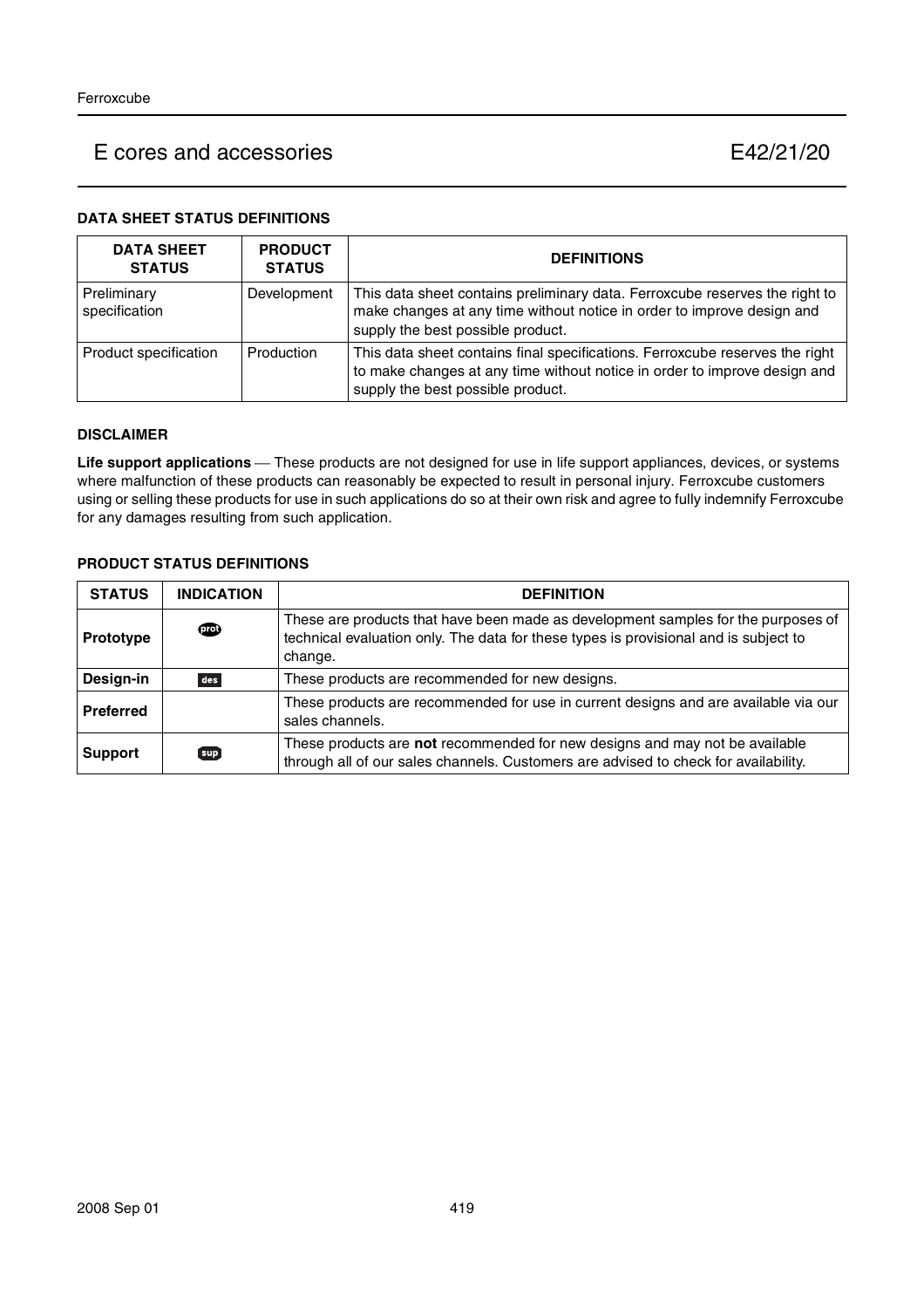## DATA SHEET STATUS DEFINITIONS

| DATA SHEET STATUS | PRODUCT STATUS | DEFINITIONS |
|---|---|---|
| Preliminary specification | Development | This data sheet contains preliminary data. Ferroxcube reserves the right to make changes at any time without notice in order to improve design and supply the best possible product. |
| Product specification | Production | This data sheet contains final specifications. Ferroxcube reserves the right to make changes at any time without notice in order to improve design and supply the best possible product. |

## DISCLAIMER

**Life support applications** — These products are not designed for use in life support appliances, devices, or systems where malfunction of these products can reasonably be expected to result in personal injury. Ferroxcube customers using or selling these products for use in such applications do so at their own risk and agree to fully indemnify Ferroxcube for any damages resulting from such application.

## PRODUCT STATUS DEFINITIONS

| STATUS | INDICATION | DEFINITION |
|---|---|---|
| **Prototype** | prot | These are products that have been made as development samples for the purposes of technical evaluation only. The data for these types is provisional and is subject to change. |
| **Design-in** | des | These products are recommended for new designs. |
| **Preferred** | | These products are recommended for use in current designs and are available via our sales channels. |
| **Support** | sup | These products are **not** recommended for new designs and may not be available through all of our sales channels. Customers are advised to check for availability. |